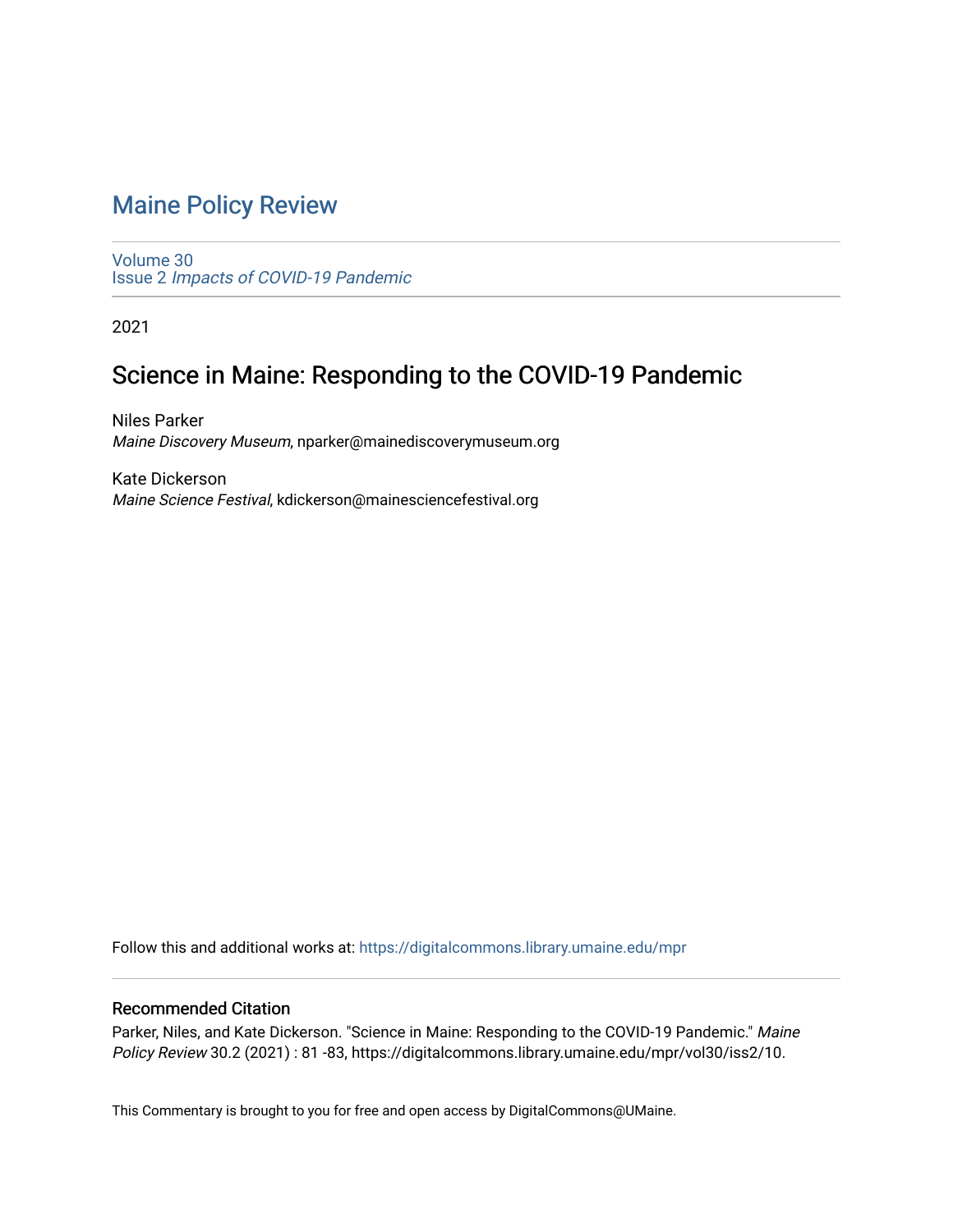# Maine Policy Review

Volume 30
Issue 2 *Impacts of COVID-19 Pandemic*

2021

## Science in Maine: Responding to the COVID-19 Pandemic

Niles Parker
*Maine Discovery Museum*, nparker@mainediscoverymuseum.org

Kate Dickerson
*Maine Science Festival*, kdickerson@mainesciencefestival.org

Follow this and additional works at: https://digitalcommons.library.umaine.edu/mpr

### Recommended Citation

Parker, Niles, and Kate Dickerson. "Science in Maine: Responding to the COVID-19 Pandemic." *Maine Policy Review* 30.2 (2021) : 81 -83, https://digitalcommons.library.umaine.edu/mpr/vol30/iss2/10.

This Commentary is brought to you for free and open access by DigitalCommons@UMaine.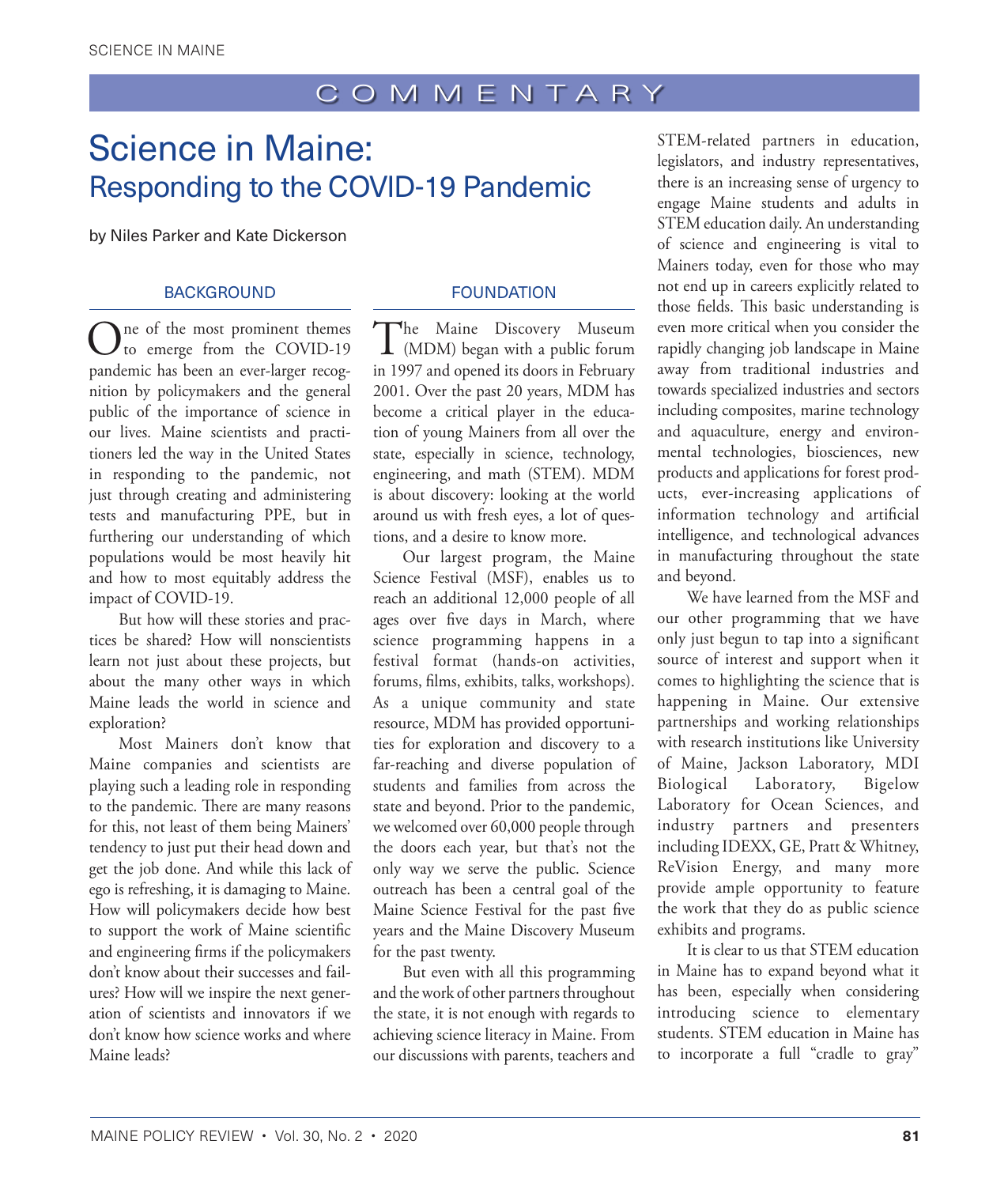# COMMENTARY

# Science in Maine:
## Responding to the COVID-19 Pandemic

by Niles Parker and Kate Dickerson

### BACKGROUND

One of the most prominent themes to emerge from the COVID-19 pandemic has been an ever-larger recognition by policymakers and the general public of the importance of science in our lives. Maine scientists and practitioners led the way in the United States in responding to the pandemic, not just through creating and administering tests and manufacturing PPE, but in furthering our understanding of which populations would be most heavily hit and how to most equitably address the impact of COVID-19.

But how will these stories and practices be shared? How will nonscientists learn not just about these projects, but about the many other ways in which Maine leads the world in science and exploration?

Most Mainers don't know that Maine companies and scientists are playing such a leading role in responding to the pandemic. There are many reasons for this, not least of them being Mainers' tendency to just put their head down and get the job done. And while this lack of ego is refreshing, it is damaging to Maine. How will policymakers decide how best to support the work of Maine scientific and engineering firms if the policymakers don't know about their successes and failures? How will we inspire the next generation of scientists and innovators if we don't know how science works and where Maine leads?

### FOUNDATION

The Maine Discovery Museum (MDM) began with a public forum in 1997 and opened its doors in February 2001. Over the past 20 years, MDM has become a critical player in the education of young Mainers from all over the state, especially in science, technology, engineering, and math (STEM). MDM is about discovery: looking at the world around us with fresh eyes, a lot of questions, and a desire to know more.

Our largest program, the Maine Science Festival (MSF), enables us to reach an additional 12,000 people of all ages over five days in March, where science programming happens in a festival format (hands-on activities, forums, films, exhibits, talks, workshops). As a unique community and state resource, MDM has provided opportunities for exploration and discovery to a far-reaching and diverse population of students and families from across the state and beyond. Prior to the pandemic, we welcomed over 60,000 people through the doors each year, but that's not the only way we serve the public. Science outreach has been a central goal of the Maine Science Festival for the past five years and the Maine Discovery Museum for the past twenty.

But even with all this programming and the work of other partners throughout the state, it is not enough with regards to achieving science literacy in Maine. From our discussions with parents, teachers and STEM-related partners in education, legislators, and industry representatives, there is an increasing sense of urgency to engage Maine students and adults in STEM education daily. An understanding of science and engineering is vital to Mainers today, even for those who may not end up in careers explicitly related to those fields. This basic understanding is even more critical when you consider the rapidly changing job landscape in Maine away from traditional industries and towards specialized industries and sectors including composites, marine technology and aquaculture, energy and environmental technologies, biosciences, new products and applications for forest products, ever-increasing applications of information technology and artificial intelligence, and technological advances in manufacturing throughout the state and beyond.

We have learned from the MSF and our other programming that we have only just begun to tap into a significant source of interest and support when it comes to highlighting the science that is happening in Maine. Our extensive partnerships and working relationships with research institutions like University of Maine, Jackson Laboratory, MDI Biological Laboratory, Bigelow Laboratory for Ocean Sciences, and industry partners and presenters including IDEXX, GE, Pratt & Whitney, ReVision Energy, and many more provide ample opportunity to feature the work that they do as public science exhibits and programs.

It is clear to us that STEM education in Maine has to expand beyond what it has been, especially when considering introducing science to elementary students. STEM education in Maine has to incorporate a full "cradle to gray"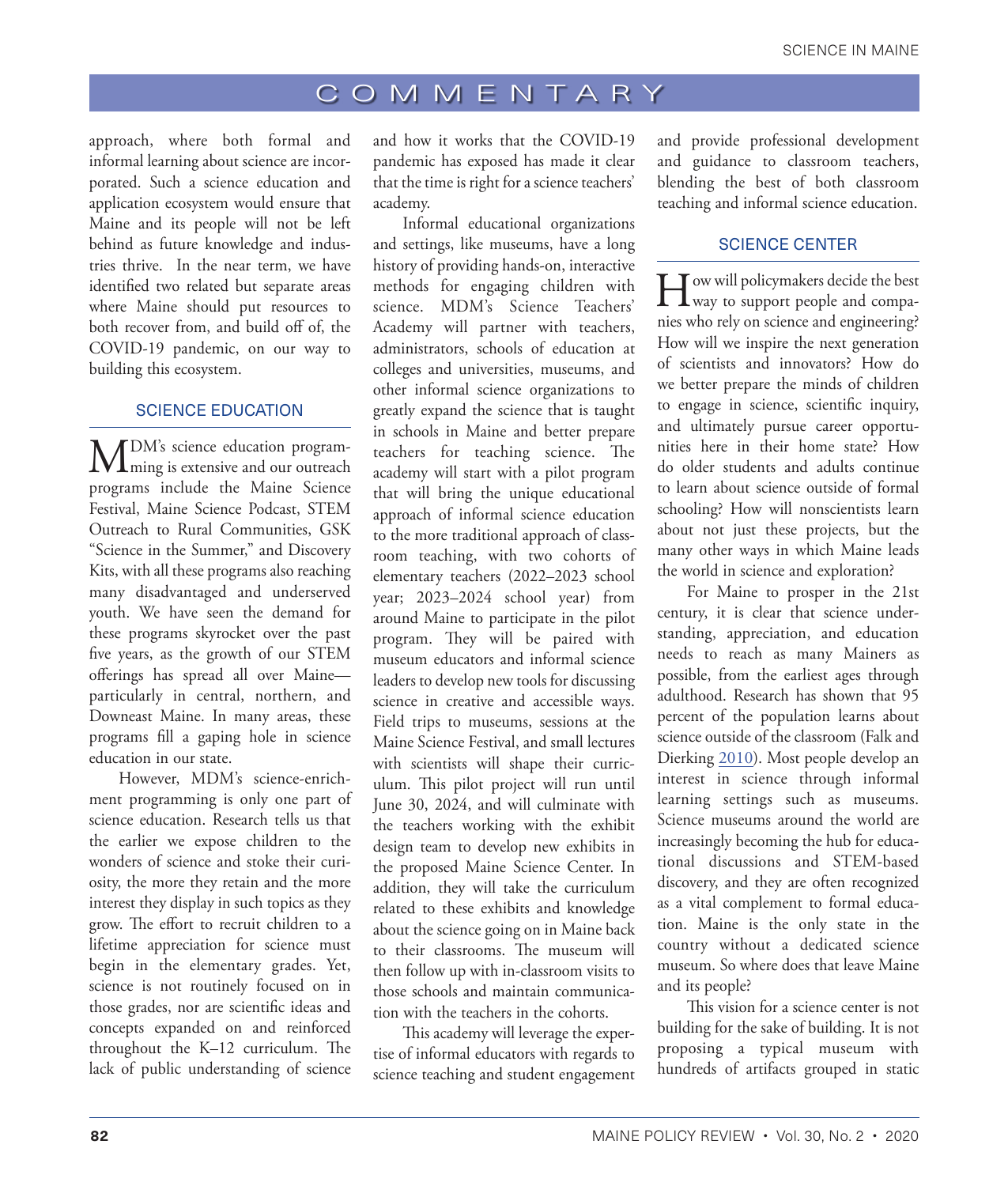approach, where both formal and informal learning about science are incorporated. Such a science education and application ecosystem would ensure that Maine and its people will not be left behind as future knowledge and industries thrive. In the near term, we have identified two related but separate areas where Maine should put resources to both recover from, and build off of, the COVID-19 pandemic, on our way to building this ecosystem.

## SCIENCE EDUCATION

MDM's science education programming is extensive and our outreach programs include the Maine Science Festival, Maine Science Podcast, STEM Outreach to Rural Communities, GSK "Science in the Summer," and Discovery Kits, with all these programs also reaching many disadvantaged and underserved youth. We have seen the demand for these programs skyrocket over the past five years, as the growth of our STEM offerings has spread all over Maine—particularly in central, northern, and Downeast Maine. In many areas, these programs fill a gaping hole in science education in our state.

However, MDM's science-enrichment programming is only one part of science education. Research tells us that the earlier we expose children to the wonders of science and stoke their curiosity, the more they retain and the more interest they display in such topics as they grow. The effort to recruit children to a lifetime appreciation for science must begin in the elementary grades. Yet, science is not routinely focused on in those grades, nor are scientific ideas and concepts expanded on and reinforced throughout the K–12 curriculum. The lack of public understanding of science and how it works that the COVID-19 pandemic has exposed has made it clear that the time is right for a science teachers' academy.

Informal educational organizations and settings, like museums, have a long history of providing hands-on, interactive methods for engaging children with science. MDM's Science Teachers' Academy will partner with teachers, administrators, schools of education at colleges and universities, museums, and other informal science organizations to greatly expand the science that is taught in schools in Maine and better prepare teachers for teaching science. The academy will start with a pilot program that will bring the unique educational approach of informal science education to the more traditional approach of classroom teaching, with two cohorts of elementary teachers (2022–2023 school year; 2023–2024 school year) from around Maine to participate in the pilot program. They will be paired with museum educators and informal science leaders to develop new tools for discussing science in creative and accessible ways. Field trips to museums, sessions at the Maine Science Festival, and small lectures with scientists will shape their curriculum. This pilot project will run until June 30, 2024, and will culminate with the teachers working with the exhibit design team to develop new exhibits in the proposed Maine Science Center. In addition, they will take the curriculum related to these exhibits and knowledge about the science going on in Maine back to their classrooms. The museum will then follow up with in-classroom visits to those schools and maintain communication with the teachers in the cohorts.

This academy will leverage the expertise of informal educators with regards to science teaching and student engagement and provide professional development and guidance to classroom teachers, blending the best of both classroom teaching and informal science education.

## SCIENCE CENTER

How will policymakers decide the best way to support people and companies who rely on science and engineering? How will we inspire the next generation of scientists and innovators? How do we better prepare the minds of children to engage in science, scientific inquiry, and ultimately pursue career opportunities here in their home state? How do older students and adults continue to learn about science outside of formal schooling? How will nonscientists learn about not just these projects, but the many other ways in which Maine leads the world in science and exploration?

For Maine to prosper in the 21st century, it is clear that science understanding, appreciation, and education needs to reach as many Mainers as possible, from the earliest ages through adulthood. Research has shown that 95 percent of the population learns about science outside of the classroom (Falk and Dierking 2010). Most people develop an interest in science through informal learning settings such as museums. Science museums around the world are increasingly becoming the hub for educational discussions and STEM-based discovery, and they are often recognized as a vital complement to formal education. Maine is the only state in the country without a dedicated science museum. So where does that leave Maine and its people?

This vision for a science center is not building for the sake of building. It is not proposing a typical museum with hundreds of artifacts grouped in static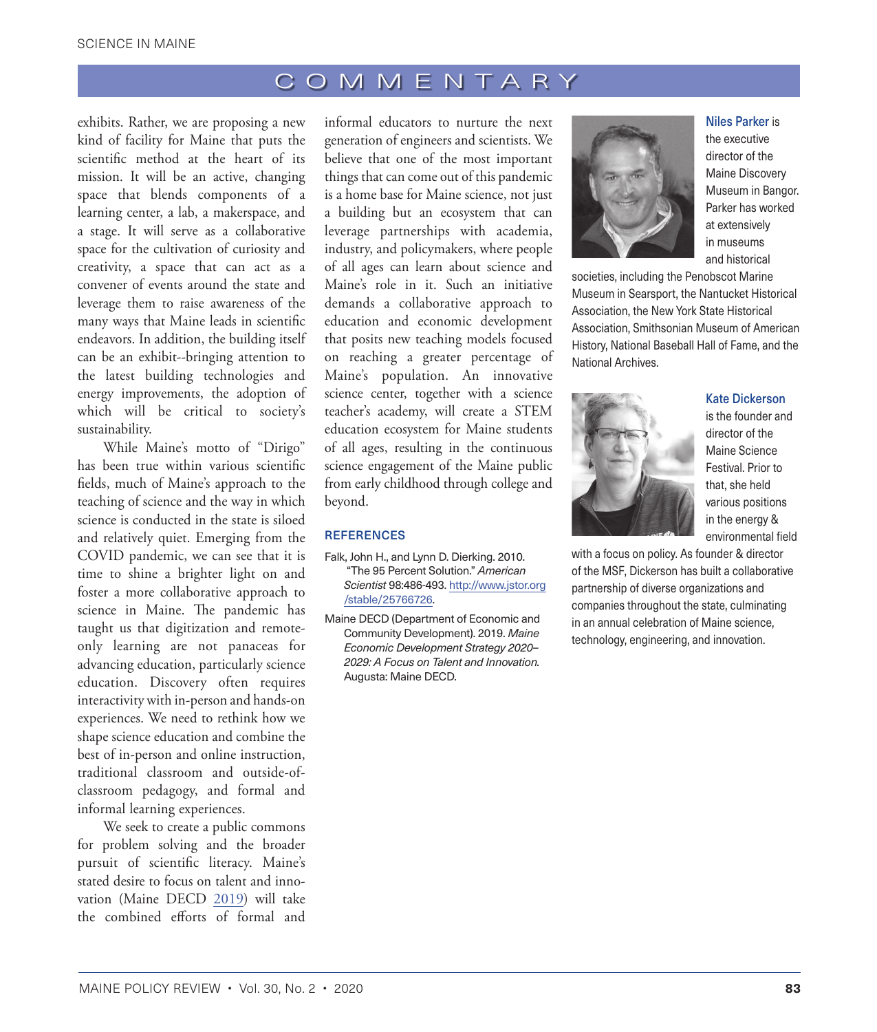exhibits. Rather, we are proposing a new kind of facility for Maine that puts the scientific method at the heart of its mission. It will be an active, changing space that blends components of a learning center, a lab, a makerspace, and a stage. It will serve as a collaborative space for the cultivation of curiosity and creativity, a space that can act as a convener of events around the state and leverage them to raise awareness of the many ways that Maine leads in scientific endeavors. In addition, the building itself can be an exhibit--bringing attention to the latest building technologies and energy improvements, the adoption of which will be critical to society's sustainability.

While Maine's motto of "Dirigo" has been true within various scientific fields, much of Maine's approach to the teaching of science and the way in which science is conducted in the state is siloed and relatively quiet. Emerging from the COVID pandemic, we can see that it is time to shine a brighter light on and foster a more collaborative approach to science in Maine. The pandemic has taught us that digitization and remote-only learning are not panaceas for advancing education, particularly science education. Discovery often requires interactivity with in-person and hands-on experiences. We need to rethink how we shape science education and combine the best of in-person and online instruction, traditional classroom and outside-of-classroom pedagogy, and formal and informal learning experiences.

We seek to create a public commons for problem solving and the broader pursuit of scientific literacy. Maine's stated desire to focus on talent and innovation (Maine DECD 2019) will take the combined efforts of formal and informal educators to nurture the next generation of engineers and scientists. We believe that one of the most important things that can come out of this pandemic is a home base for Maine science, not just a building but an ecosystem that can leverage partnerships with academia, industry, and policymakers, where people of all ages can learn about science and Maine's role in it. Such an initiative demands a collaborative approach to education and economic development that posits new teaching models focused on reaching a greater percentage of Maine's population. An innovative science center, together with a science teacher's academy, will create a STEM education ecosystem for Maine students of all ages, resulting in the continuous science engagement of the Maine public from early childhood through college and beyond.

## REFERENCES

Falk, John H., and Lynn D. Dierking. 2010. "The 95 Percent Solution." *American Scientist* 98:486-493. http://www.jstor.org/stable/25766726.

Maine DECD (Department of Economic and Community Development). 2019. *Maine Economic Development Strategy 2020–2029: A Focus on Talent and Innovation.* Augusta: Maine DECD.

**Niles Parker** is the executive director of the Maine Discovery Museum in Bangor. Parker has worked at extensively in museums and historical societies, including the Penobscot Marine Museum in Searsport, the Nantucket Historical Association, the New York State Historical Association, Smithsonian Museum of American History, National Baseball Hall of Fame, and the National Archives.

**Kate Dickerson** is the founder and director of the Maine Science Festival. Prior to that, she held various positions in the energy & environmental field with a focus on policy. As founder & director of the MSF, Dickerson has built a collaborative partnership of diverse organizations and companies throughout the state, culminating in an annual celebration of Maine science, technology, engineering, and innovation.